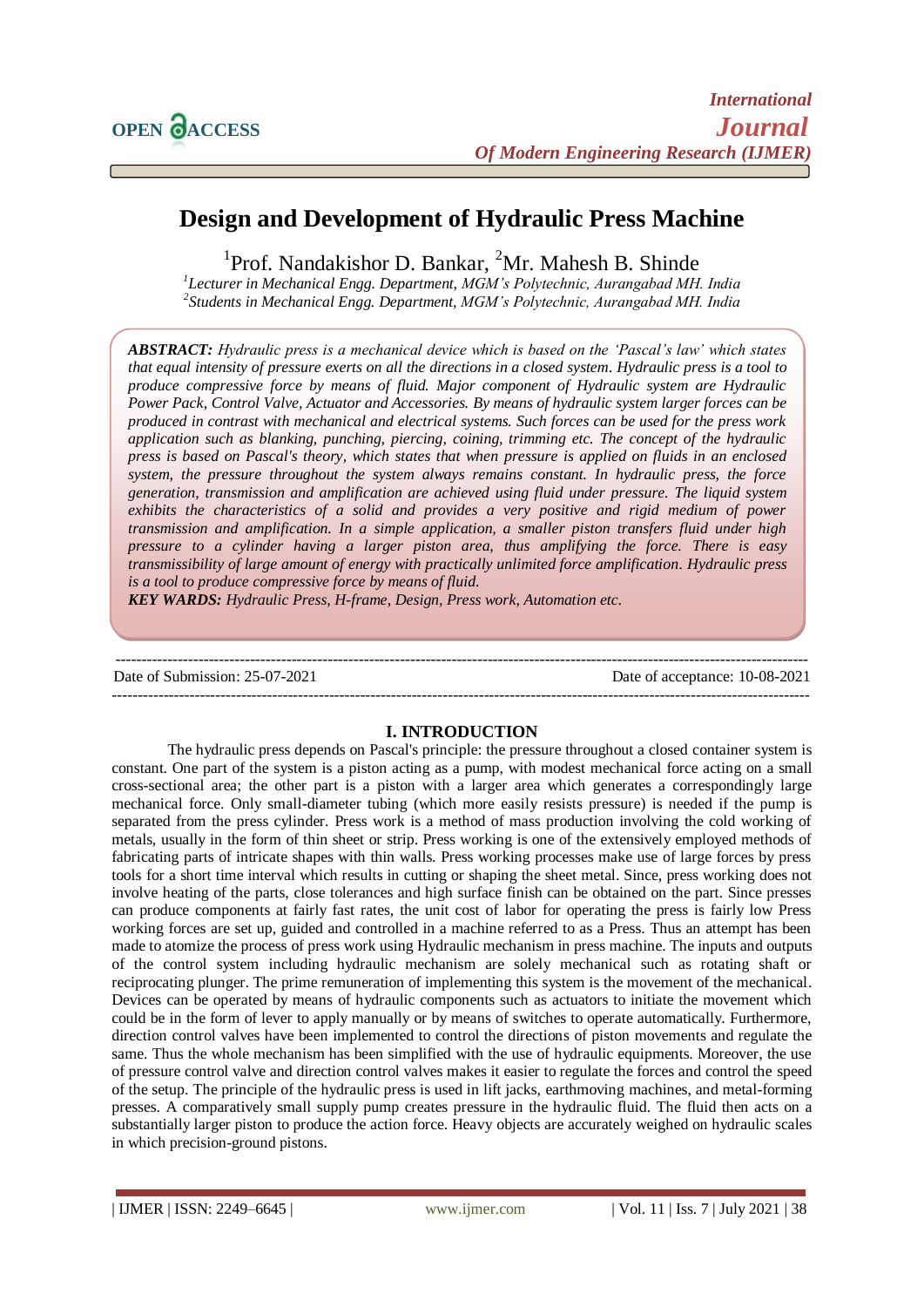# Design and Development of Hydraulic Press Machine

[1]Prof. Nandakishor D. Bankar, [2]Mr. Mahesh B. Shinde

[1]*Lecturer in Mechanical Engg. Department, MGM's Polytechnic, Aurangabad MH. India*
[2]*Students in Mechanical Engg. Department, MGM's Polytechnic, Aurangabad MH. India*

***ABSTRACT:*** *Hydraulic press is a mechanical device which is based on the 'Pascal's law' which states that equal intensity of pressure exerts on all the directions in a closed system. Hydraulic press is a tool to produce compressive force by means of fluid. Major component of Hydraulic system are Hydraulic Power Pack, Control Valve, Actuator and Accessories. By means of hydraulic system larger forces can be produced in contrast with mechanical and electrical systems. Such forces can be used for the press work application such as blanking, punching, piercing, coining, trimming etc. The concept of the hydraulic press is based on Pascal's theory, which states that when pressure is applied on fluids in an enclosed system, the pressure throughout the system always remains constant. In hydraulic press, the force generation, transmission and amplification are achieved using fluid under pressure. The liquid system exhibits the characteristics of a solid and provides a very positive and rigid medium of power transmission and amplification. In a simple application, a smaller piston transfers fluid under high pressure to a cylinder having a larger piston area, thus amplifying the force. There is easy transmissibility of large amount of energy with practically unlimited force amplification. Hydraulic press is a tool to produce compressive force by means of fluid.*

***KEY WARDS:*** *Hydraulic Press, H-frame, Design, Press work, Automation etc.*

Date of Submission: 25-07-2021 | Date of acceptance: 10-08-2021

## I. INTRODUCTION

The hydraulic press depends on Pascal's principle: the pressure throughout a closed container system is constant. One part of the system is a piston acting as a pump, with modest mechanical force acting on a small cross-sectional area; the other part is a piston with a larger area which generates a correspondingly large mechanical force. Only small-diameter tubing (which more easily resists pressure) is needed if the pump is separated from the press cylinder. Press work is a method of mass production involving the cold working of metals, usually in the form of thin sheet or strip. Press working is one of the extensively employed methods of fabricating parts of intricate shapes with thin walls. Press working processes make use of large forces by press tools for a short time interval which results in cutting or shaping the sheet metal. Since, press working does not involve heating of the parts, close tolerances and high surface finish can be obtained on the part. Since presses can produce components at fairly fast rates, the unit cost of labor for operating the press is fairly low Press working forces are set up, guided and controlled in a machine referred to as a Press. Thus an attempt has been made to atomize the process of press work using Hydraulic mechanism in press machine. The inputs and outputs of the control system including hydraulic mechanism are solely mechanical such as rotating shaft or reciprocating plunger. The prime remuneration of implementing this system is the movement of the mechanical. Devices can be operated by means of hydraulic components such as actuators to initiate the movement which could be in the form of lever to apply manually or by means of switches to operate automatically. Furthermore, direction control valves have been implemented to control the directions of piston movements and regulate the same. Thus the whole mechanism has been simplified with the use of hydraulic equipments. Moreover, the use of pressure control valve and direction control valves makes it easier to regulate the forces and control the speed of the setup. The principle of the hydraulic press is used in lift jacks, earthmoving machines, and metal-forming presses. A comparatively small supply pump creates pressure in the hydraulic fluid. The fluid then acts on a substantially larger piston to produce the action force. Heavy objects are accurately weighed on hydraulic scales in which precision-ground pistons.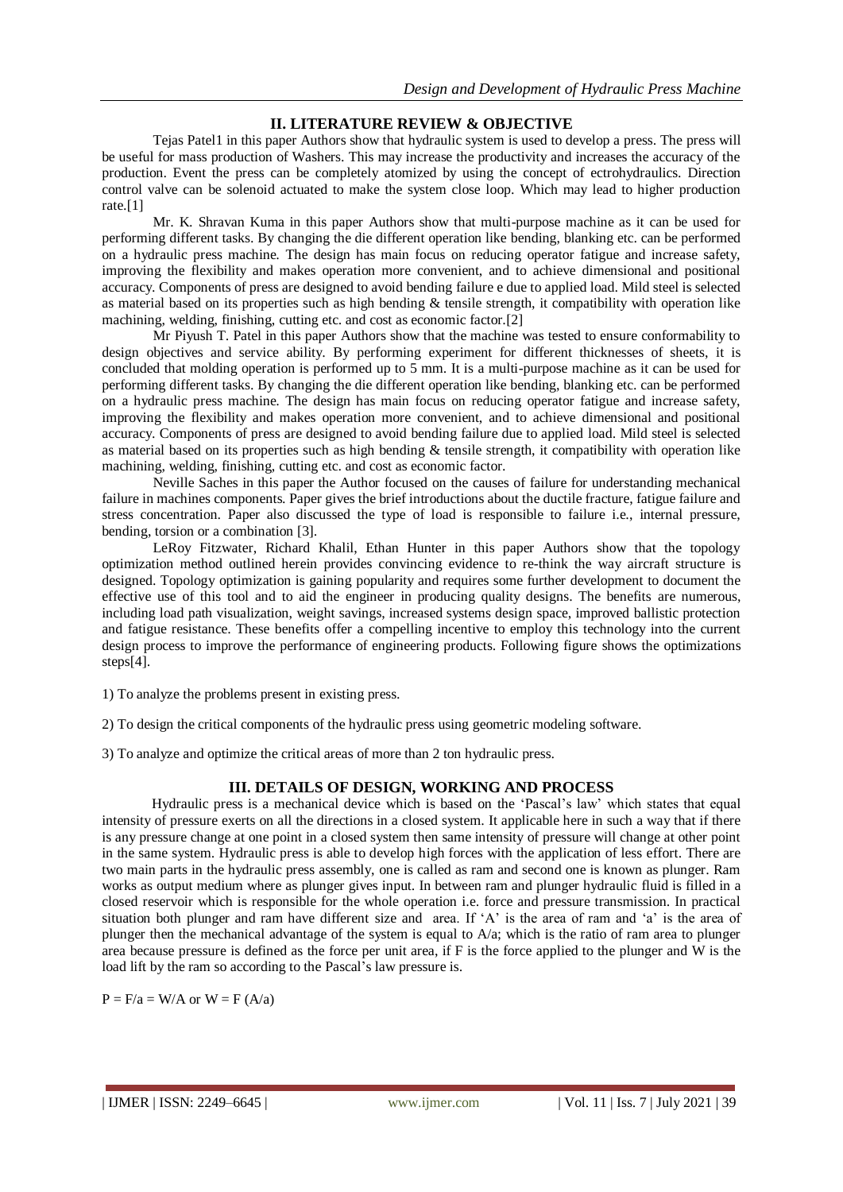## II. LITERATURE REVIEW & OBJECTIVE

Tejas Patel1 in this paper Authors show that hydraulic system is used to develop a press. The press will be useful for mass production of Washers. This may increase the productivity and increases the accuracy of the production. Event the press can be completely atomized by using the concept of ectrohydraulics. Direction control valve can be solenoid actuated to make the system close loop. Which may lead to higher production rate.[1]

Mr. K. Shravan Kuma in this paper Authors show that multi-purpose machine as it can be used for performing different tasks. By changing the die different operation like bending, blanking etc. can be performed on a hydraulic press machine. The design has main focus on reducing operator fatigue and increase safety, improving the flexibility and makes operation more convenient, and to achieve dimensional and positional accuracy. Components of press are designed to avoid bending failure e due to applied load. Mild steel is selected as material based on its properties such as high bending & tensile strength, it compatibility with operation like machining, welding, finishing, cutting etc. and cost as economic factor.[2]

Mr Piyush T. Patel in this paper Authors show that the machine was tested to ensure conformability to design objectives and service ability. By performing experiment for different thicknesses of sheets, it is concluded that molding operation is performed up to 5 mm. It is a multi-purpose machine as it can be used for performing different tasks. By changing the die different operation like bending, blanking etc. can be performed on a hydraulic press machine. The design has main focus on reducing operator fatigue and increase safety, improving the flexibility and makes operation more convenient, and to achieve dimensional and positional accuracy. Components of press are designed to avoid bending failure due to applied load. Mild steel is selected as material based on its properties such as high bending & tensile strength, it compatibility with operation like machining, welding, finishing, cutting etc. and cost as economic factor.

Neville Saches in this paper the Author focused on the causes of failure for understanding mechanical failure in machines components. Paper gives the brief introductions about the ductile fracture, fatigue failure and stress concentration. Paper also discussed the type of load is responsible to failure i.e., internal pressure, bending, torsion or a combination [3].

LeRoy Fitzwater, Richard Khalil, Ethan Hunter in this paper Authors show that the topology optimization method outlined herein provides convincing evidence to re-think the way aircraft structure is designed. Topology optimization is gaining popularity and requires some further development to document the effective use of this tool and to aid the engineer in producing quality designs. The benefits are numerous, including load path visualization, weight savings, increased systems design space, improved ballistic protection and fatigue resistance. These benefits offer a compelling incentive to employ this technology into the current design process to improve the performance of engineering products. Following figure shows the optimizations steps[4].

1) To analyze the problems present in existing press.

2) To design the critical components of the hydraulic press using geometric modeling software.

3) To analyze and optimize the critical areas of more than 2 ton hydraulic press.

## III. DETAILS OF DESIGN, WORKING AND PROCESS

Hydraulic press is a mechanical device which is based on the 'Pascal's law' which states that equal intensity of pressure exerts on all the directions in a closed system. It applicable here in such a way that if there is any pressure change at one point in a closed system then same intensity of pressure will change at other point in the same system. Hydraulic press is able to develop high forces with the application of less effort. There are two main parts in the hydraulic press assembly, one is called as ram and second one is known as plunger. Ram works as output medium where as plunger gives input. In between ram and plunger hydraulic fluid is filled in a closed reservoir which is responsible for the whole operation i.e. force and pressure transmission. In practical situation both plunger and ram have different size and area. If 'A' is the area of ram and 'a' is the area of plunger then the mechanical advantage of the system is equal to A/a; which is the ratio of ram area to plunger area because pressure is defined as the force per unit area, if F is the force applied to the plunger and W is the load lift by the ram so according to the Pascal's law pressure is.

$$P = F/a = W/A \text{ or } W = F\,(A/a)$$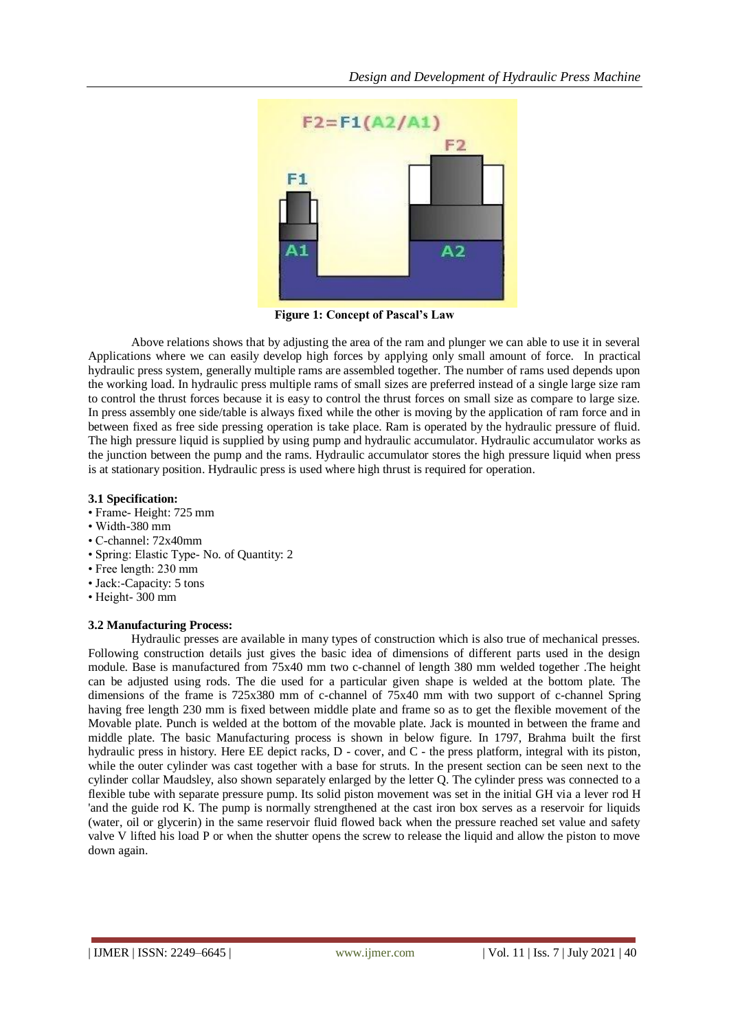**Figure 1: Concept of Pascal's Law**

Above relations shows that by adjusting the area of the ram and plunger we can able to use it in several Applications where we can easily develop high forces by applying only small amount of force. In practical hydraulic press system, generally multiple rams are assembled together. The number of rams used depends upon the working load. In hydraulic press multiple rams of small sizes are preferred instead of a single large size ram to control the thrust forces because it is easy to control the thrust forces on small size as compare to large size. In press assembly one side/table is always fixed while the other is moving by the application of ram force and in between fixed as free side pressing operation is take place. Ram is operated by the hydraulic pressure of fluid. The high pressure liquid is supplied by using pump and hydraulic accumulator. Hydraulic accumulator works as the junction between the pump and the rams. Hydraulic accumulator stores the high pressure liquid when press is at stationary position. Hydraulic press is used where high thrust is required for operation.

### 3.1 Specification:

- Frame- Height: 725 mm
- Width-380 mm
- C-channel: 72x40mm
- Spring: Elastic Type- No. of Quantity: 2
- Free length: 230 mm
- Jack:-Capacity: 5 tons
- Height- 300 mm

### 3.2 Manufacturing Process:

Hydraulic presses are available in many types of construction which is also true of mechanical presses. Following construction details just gives the basic idea of dimensions of different parts used in the design module. Base is manufactured from 75x40 mm two c-channel of length 380 mm welded together .The height can be adjusted using rods. The die used for a particular given shape is welded at the bottom plate. The dimensions of the frame is 725x380 mm of c-channel of 75x40 mm with two support of c-channel Spring having free length 230 mm is fixed between middle plate and frame so as to get the flexible movement of the Movable plate. Punch is welded at the bottom of the movable plate. Jack is mounted in between the frame and middle plate. The basic Manufacturing process is shown in below figure. In 1797, Brahma built the first hydraulic press in history. Here EE depict racks, D - cover, and C - the press platform, integral with its piston, while the outer cylinder was cast together with a base for struts. In the present section can be seen next to the cylinder collar Maudsley, also shown separately enlarged by the letter Q. The cylinder press was connected to a flexible tube with separate pressure pump. Its solid piston movement was set in the initial GH via a lever rod H 'and the guide rod K. The pump is normally strengthened at the cast iron box serves as a reservoir for liquids (water, oil or glycerin) in the same reservoir fluid flowed back when the pressure reached set value and safety valve V lifted his load P or when the shutter opens the screw to release the liquid and allow the piston to move down again.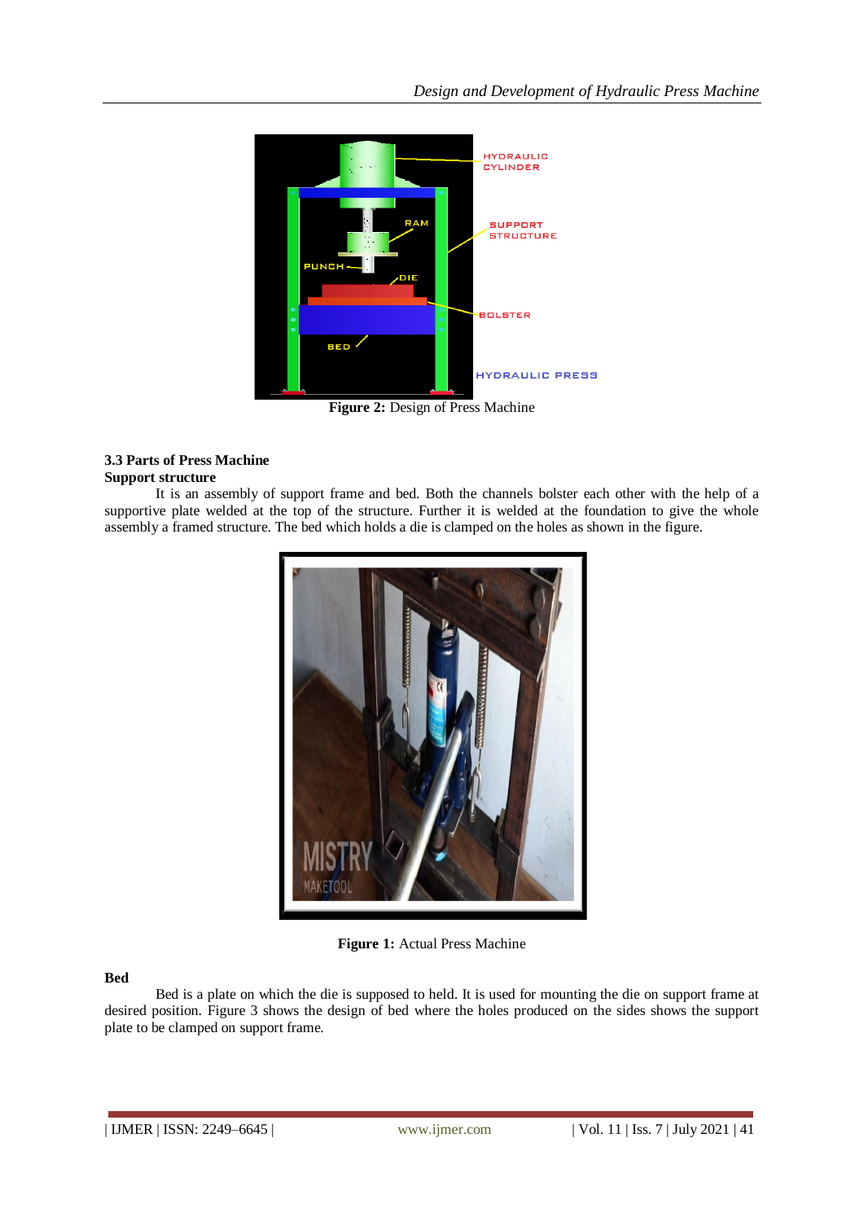**Figure 2:** Design of Press Machine

### 3.3 Parts of Press Machine

**Support structure**

It is an assembly of support frame and bed. Both the channels bolster each other with the help of a supportive plate welded at the top of the structure. Further it is welded at the foundation to give the whole assembly a framed structure. The bed which holds a die is clamped on the holes as shown in the figure.

**Figure 1:** Actual Press Machine

**Bed**

Bed is a plate on which the die is supposed to held. It is used for mounting the die on support frame at desired position. Figure 3 shows the design of bed where the holes produced on the sides shows the support plate to be clamped on support frame.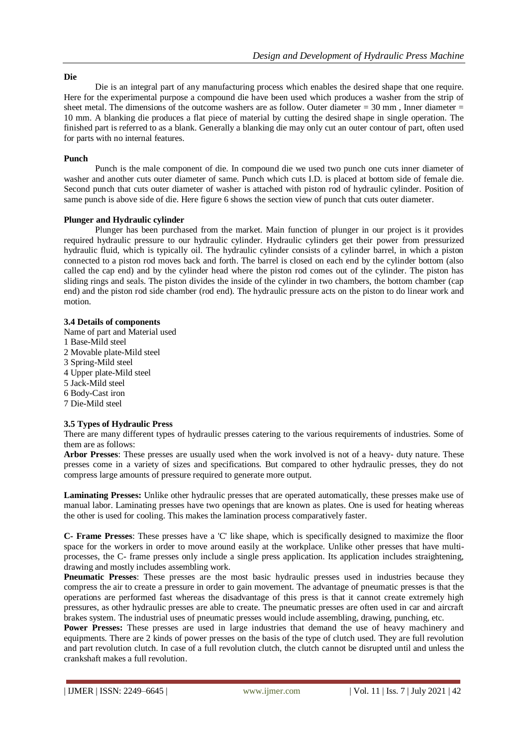**Die**

Die is an integral part of any manufacturing process which enables the desired shape that one require. Here for the experimental purpose a compound die have been used which produces a washer from the strip of sheet metal. The dimensions of the outcome washers are as follow. Outer diameter = 30 mm , Inner diameter = 10 mm. A blanking die produces a flat piece of material by cutting the desired shape in single operation. The finished part is referred to as a blank. Generally a blanking die may only cut an outer contour of part, often used for parts with no internal features.

**Punch**

Punch is the male component of die. In compound die we used two punch one cuts inner diameter of washer and another cuts outer diameter of same. Punch which cuts I.D. is placed at bottom side of female die. Second punch that cuts outer diameter of washer is attached with piston rod of hydraulic cylinder. Position of same punch is above side of die. Here figure 6 shows the section view of punch that cuts outer diameter.

**Plunger and Hydraulic cylinder**

Plunger has been purchased from the market. Main function of plunger in our project is it provides required hydraulic pressure to our hydraulic cylinder. Hydraulic cylinders get their power from pressurized hydraulic fluid, which is typically oil. The hydraulic cylinder consists of a cylinder barrel, in which a piston connected to a piston rod moves back and forth. The barrel is closed on each end by the cylinder bottom (also called the cap end) and by the cylinder head where the piston rod comes out of the cylinder. The piston has sliding rings and seals. The piston divides the inside of the cylinder in two chambers, the bottom chamber (cap end) and the piston rod side chamber (rod end). The hydraulic pressure acts on the piston to do linear work and motion.

**3.4 Details of components**

Name of part and Material used
1 Base-Mild steel
2 Movable plate-Mild steel
3 Spring-Mild steel
4 Upper plate-Mild steel
5 Jack-Mild steel
6 Body-Cast iron
7 Die-Mild steel

**3.5 Types of Hydraulic Press**

There are many different types of hydraulic presses catering to the various requirements of industries. Some of them are as follows:

**Arbor Presses**: These presses are usually used when the work involved is not of a heavy- duty nature. These presses come in a variety of sizes and specifications. But compared to other hydraulic presses, they do not compress large amounts of pressure required to generate more output.

**Laminating Presses:** Unlike other hydraulic presses that are operated automatically, these presses make use of manual labor. Laminating presses have two openings that are known as plates. One is used for heating whereas the other is used for cooling. This makes the lamination process comparatively faster.

**C- Frame Presses**: These presses have a 'C' like shape, which is specifically designed to maximize the floor space for the workers in order to move around easily at the workplace. Unlike other presses that have multi-processes, the C- frame presses only include a single press application. Its application includes straightening, drawing and mostly includes assembling work.

**Pneumatic Presses**: These presses are the most basic hydraulic presses used in industries because they compress the air to create a pressure in order to gain movement. The advantage of pneumatic presses is that the operations are performed fast whereas the disadvantage of this press is that it cannot create extremely high pressures, as other hydraulic presses are able to create. The pneumatic presses are often used in car and aircraft brakes system. The industrial uses of pneumatic presses would include assembling, drawing, punching, etc.

**Power Presses:** These presses are used in large industries that demand the use of heavy machinery and equipments. There are 2 kinds of power presses on the basis of the type of clutch used. They are full revolution and part revolution clutch. In case of a full revolution clutch, the clutch cannot be disrupted until and unless the crankshaft makes a full revolution.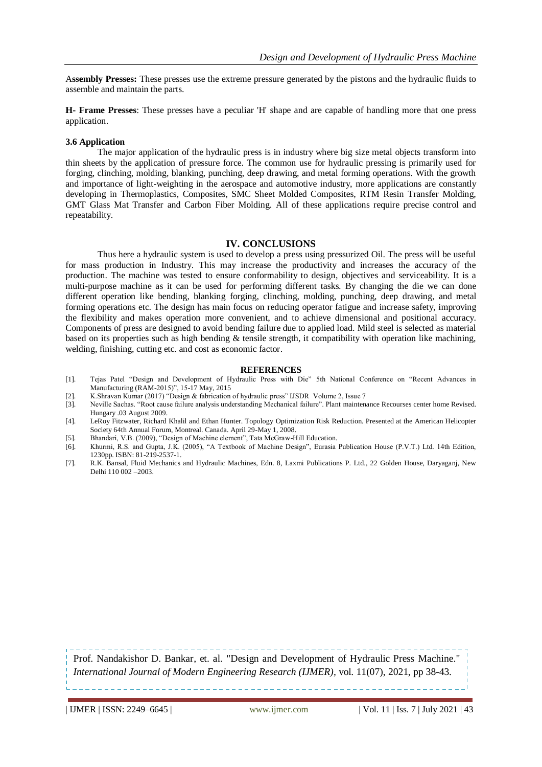**Assembly Presses:** These presses use the extreme pressure generated by the pistons and the hydraulic fluids to assemble and maintain the parts.

**H- Frame Presses**: These presses have a peculiar 'H' shape and are capable of handling more that one press application.

### 3.6 Application

The major application of the hydraulic press is in industry where big size metal objects transform into thin sheets by the application of pressure force. The common use for hydraulic pressing is primarily used for forging, clinching, molding, blanking, punching, deep drawing, and metal forming operations. With the growth and importance of light-weighting in the aerospace and automotive industry, more applications are constantly developing in Thermoplastics, Composites, SMC Sheet Molded Composites, RTM Resin Transfer Molding, GMT Glass Mat Transfer and Carbon Fiber Molding. All of these applications require precise control and repeatability.

## IV. CONCLUSIONS

Thus here a hydraulic system is used to develop a press using pressurized Oil. The press will be useful for mass production in Industry. This may increase the productivity and increases the accuracy of the production. The machine was tested to ensure conformability to design, objectives and serviceability. It is a multi-purpose machine as it can be used for performing different tasks. By changing the die we can done different operation like bending, blanking forging, clinching, molding, punching, deep drawing, and metal forming operations etc. The design has main focus on reducing operator fatigue and increase safety, improving the flexibility and makes operation more convenient, and to achieve dimensional and positional accuracy. Components of press are designed to avoid bending failure due to applied load. Mild steel is selected as material based on its properties such as high bending & tensile strength, it compatibility with operation like machining, welding, finishing, cutting etc. and cost as economic factor.

## REFERENCES

[1]. Tejas Patel "Design and Development of Hydraulic Press with Die" 5th National Conference on "Recent Advances in Manufacturing (RAM-2015)", 15-17 May, 2015

[2]. K.Shravan Kumar (2017) "Design & fabrication of hydraulic press" IJSDR Volume 2, Issue 7

[3]. Neville Sachas. "Root cause failure analysis understanding Mechanical failure". Plant maintenance Recourses center home Revised. Hungary .03 August 2009.

[4]. LeRoy Fitzwater, Richard Khalil and Ethan Hunter. Topology Optimization Risk Reduction. Presented at the American Helicopter Society 64th Annual Forum, Montreal. Canada. April 29-May 1, 2008.

[5]. Bhandari, V.B. (2009), "Design of Machine element", Tata McGraw-Hill Education.

[6]. Khurmi, R.S. and Gupta, J.K. (2005), "A Textbook of Machine Design", Eurasia Publication House (P.V.T.) Ltd. 14th Edition, 1230pp. ISBN: 81-219-2537-1.

[7]. R.K. Bansal, Fluid Mechanics and Hydraulic Machines, Edn. 8, Laxmi Publications P. Ltd., 22 Golden House, Daryaganj, New Delhi 110 002 –2003.

Prof. Nandakishor D. Bankar, et. al. "Design and Development of Hydraulic Press Machine." *International Journal of Modern Engineering Research (IJMER)*, vol. 11(07), 2021, pp 38-43.